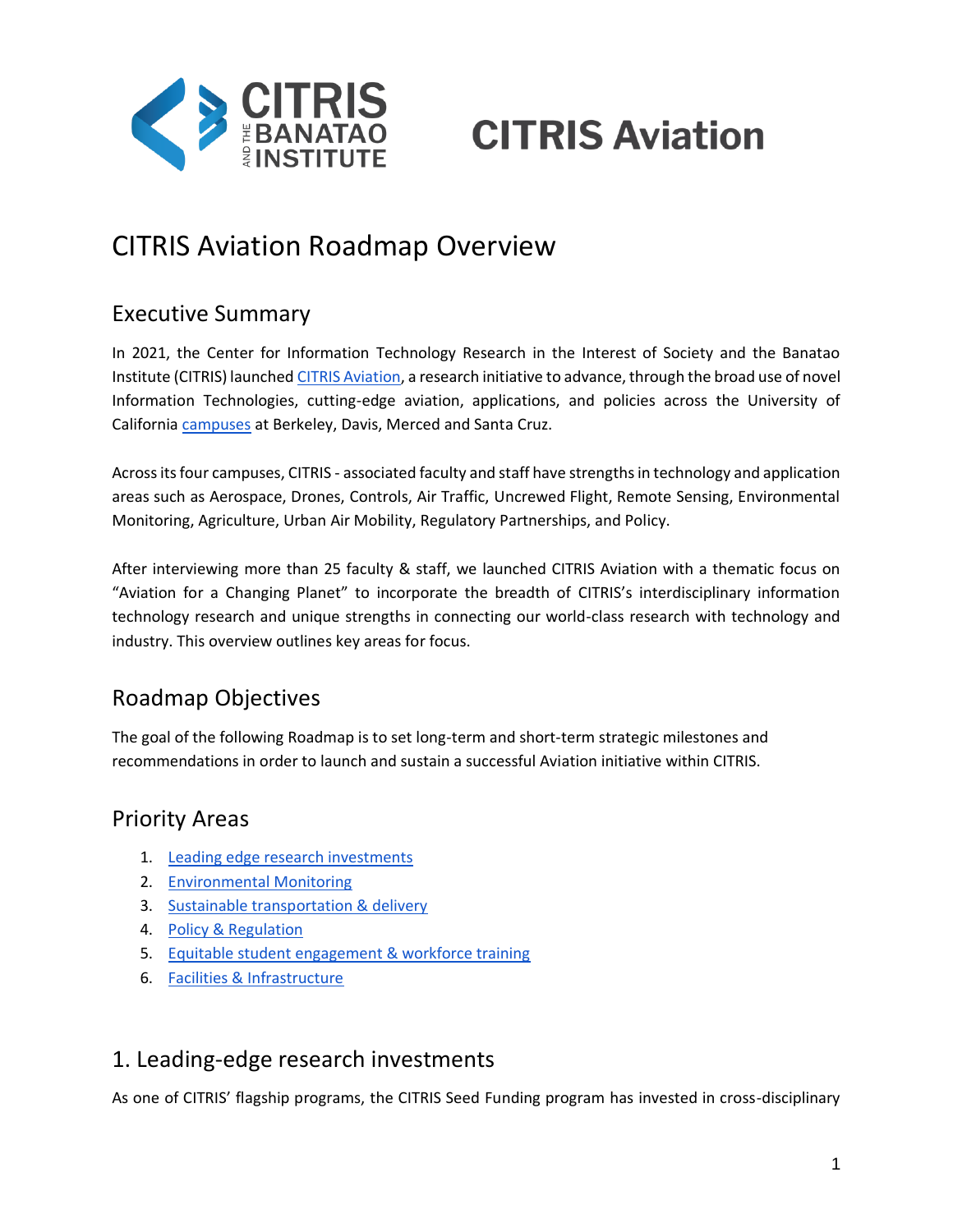# CITRIS Aviation

## CITRIS Aviation Roadmap Overview

### Executive Summary

In 2021, the Center for Information Technology Research in the Interest of Society and the Banatao Institute (CITRIS) launched CITRIS Aviation, a research initiative to advance, through the broad use of novel Information Technologies, cutting-edge aviation, applications, and policies across the University of California campuses at Berkeley, Davis, Merced and Santa Cruz.

Across its four campuses, CITRIS - associated faculty and staff have strengths in technology and application areas such as Aerospace, Drones, Controls, Air Traffic, Uncrewed Flight, Remote Sensing, Environmental Monitoring, Agriculture, Urban Air Mobility, Regulatory Partnerships, and Policy.

After interviewing more than 25 faculty & staff, we launched CITRIS Aviation with a thematic focus on "Aviation for a Changing Planet" to incorporate the breadth of CITRIS's interdisciplinary information technology research and unique strengths in connecting our world-class research with technology and industry. This overview outlines key areas for focus.

### Roadmap Objectives

The goal of the following Roadmap is to set long-term and short-term strategic milestones and recommendations in order to launch and sustain a successful Aviation initiative within CITRIS.

### Priority Areas

1. Leading edge research investments
2. Environmental Monitoring
3. Sustainable transportation & delivery
4. Policy & Regulation
5. Equitable student engagement & workforce training
6. Facilities & Infrastructure

### 1. Leading-edge research investments

As one of CITRIS' flagship programs, the CITRIS Seed Funding program has invested in cross-disciplinary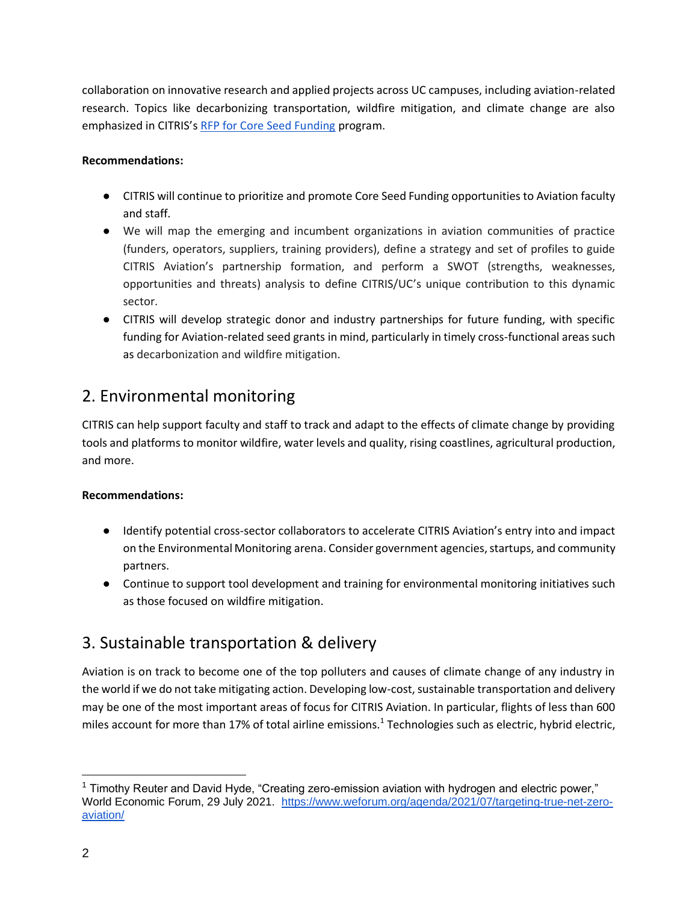collaboration on innovative research and applied projects across UC campuses, including aviation-related research. Topics like decarbonizing transportation, wildfire mitigation, and climate change are also emphasized in CITRIS's [RFP for Core Seed Funding](#) program.

**Recommendations:**

- CITRIS will continue to prioritize and promote Core Seed Funding opportunities to Aviation faculty and staff.
- We will map the emerging and incumbent organizations in aviation communities of practice (funders, operators, suppliers, training providers), define a strategy and set of profiles to guide CITRIS Aviation's partnership formation, and perform a SWOT (strengths, weaknesses, opportunities and threats) analysis to define CITRIS/UC's unique contribution to this dynamic sector.
- CITRIS will develop strategic donor and industry partnerships for future funding, with specific funding for Aviation-related seed grants in mind, particularly in timely cross-functional areas such as decarbonization and wildfire mitigation.

## 2. Environmental monitoring

CITRIS can help support faculty and staff to track and adapt to the effects of climate change by providing tools and platforms to monitor wildfire, water levels and quality, rising coastlines, agricultural production, and more.

**Recommendations:**

- Identify potential cross-sector collaborators to accelerate CITRIS Aviation's entry into and impact on the Environmental Monitoring arena. Consider government agencies, startups, and community partners.
- Continue to support tool development and training for environmental monitoring initiatives such as those focused on wildfire mitigation.

## 3. Sustainable transportation & delivery

Aviation is on track to become one of the top polluters and causes of climate change of any industry in the world if we do not take mitigating action. Developing low-cost, sustainable transportation and delivery may be one of the most important areas of focus for CITRIS Aviation. In particular, flights of less than 600 miles account for more than 17% of total airline emissions.[1] Technologies such as electric, hybrid electric,

---

[1] Timothy Reuter and David Hyde, "Creating zero-emission aviation with hydrogen and electric power," World Economic Forum, 29 July 2021. https://www.weforum.org/agenda/2021/07/targeting-true-net-zero-aviation/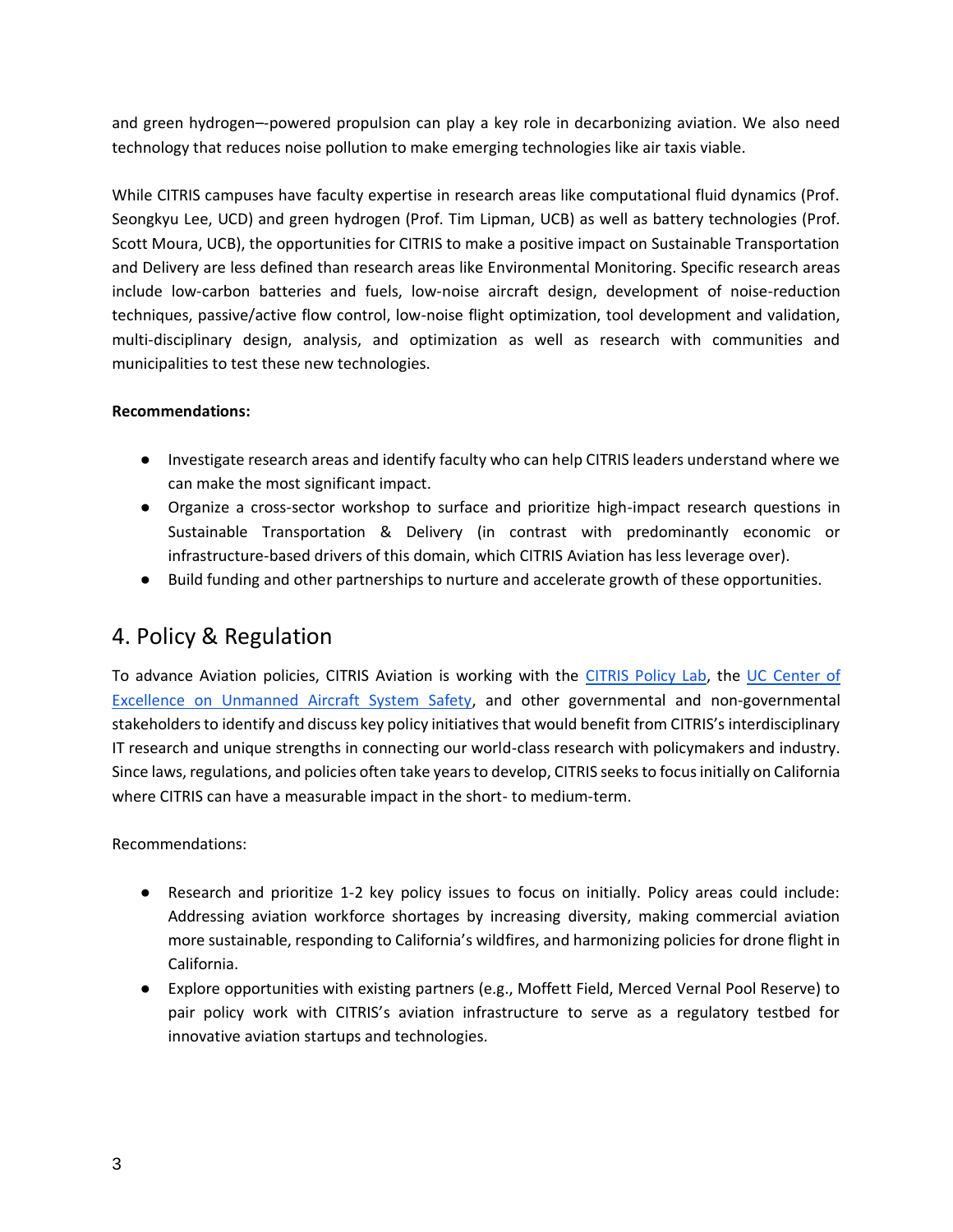and green hydrogen–-powered propulsion can play a key role in decarbonizing aviation. We also need technology that reduces noise pollution to make emerging technologies like air taxis viable.

While CITRIS campuses have faculty expertise in research areas like computational fluid dynamics (Prof. Seongkyu Lee, UCD) and green hydrogen (Prof. Tim Lipman, UCB) as well as battery technologies (Prof. Scott Moura, UCB), the opportunities for CITRIS to make a positive impact on Sustainable Transportation and Delivery are less defined than research areas like Environmental Monitoring. Specific research areas include low-carbon batteries and fuels, low-noise aircraft design, development of noise-reduction techniques, passive/active flow control, low-noise flight optimization, tool development and validation, multi-disciplinary design, analysis, and optimization as well as research with communities and municipalities to test these new technologies.

**Recommendations:**

- Investigate research areas and identify faculty who can help CITRIS leaders understand where we can make the most significant impact.
- Organize a cross-sector workshop to surface and prioritize high-impact research questions in Sustainable Transportation & Delivery (in contrast with predominantly economic or infrastructure-based drivers of this domain, which CITRIS Aviation has less leverage over).
- Build funding and other partnerships to nurture and accelerate growth of these opportunities.

## 4. Policy & Regulation

To advance Aviation policies, CITRIS Aviation is working with the CITRIS Policy Lab, the UC Center of Excellence on Unmanned Aircraft System Safety, and other governmental and non-governmental stakeholders to identify and discuss key policy initiatives that would benefit from CITRIS's interdisciplinary IT research and unique strengths in connecting our world-class research with policymakers and industry. Since laws, regulations, and policies often take years to develop, CITRIS seeks to focus initially on California where CITRIS can have a measurable impact in the short- to medium-term.

Recommendations:

- Research and prioritize 1-2 key policy issues to focus on initially. Policy areas could include: Addressing aviation workforce shortages by increasing diversity, making commercial aviation more sustainable, responding to California's wildfires, and harmonizing policies for drone flight in California.
- Explore opportunities with existing partners (e.g., Moffett Field, Merced Vernal Pool Reserve) to pair policy work with CITRIS's aviation infrastructure to serve as a regulatory testbed for innovative aviation startups and technologies.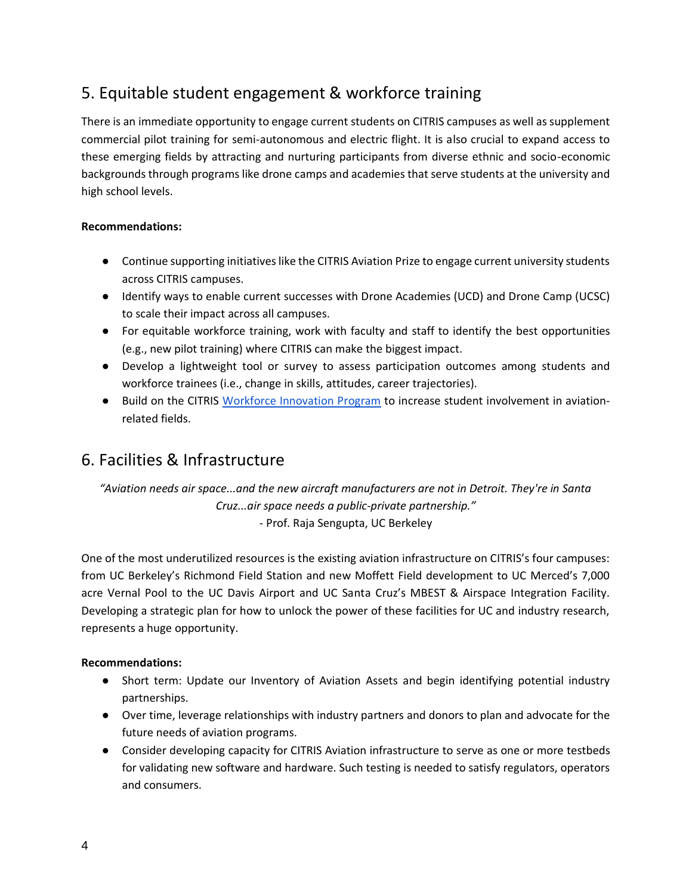## 5. Equitable student engagement & workforce training

There is an immediate opportunity to engage current students on CITRIS campuses as well as supplement commercial pilot training for semi-autonomous and electric flight. It is also crucial to expand access to these emerging fields by attracting and nurturing participants from diverse ethnic and socio-economic backgrounds through programs like drone camps and academies that serve students at the university and high school levels.

**Recommendations:**

- Continue supporting initiatives like the CITRIS Aviation Prize to engage current university students across CITRIS campuses.
- Identify ways to enable current successes with Drone Academies (UCD) and Drone Camp (UCSC) to scale their impact across all campuses.
- For equitable workforce training, work with faculty and staff to identify the best opportunities (e.g., new pilot training) where CITRIS can make the biggest impact.
- Develop a lightweight tool or survey to assess participation outcomes among students and workforce trainees (i.e., change in skills, attitudes, career trajectories).
- Build on the CITRIS Workforce Innovation Program to increase student involvement in aviation-related fields.

## 6. Facilities & Infrastructure

*"Aviation needs air space...and the new aircraft manufacturers are not in Detroit. They're in Santa Cruz...air space needs a public-private partnership."*

\- Prof. Raja Sengupta, UC Berkeley

One of the most underutilized resources is the existing aviation infrastructure on CITRIS's four campuses: from UC Berkeley's Richmond Field Station and new Moffett Field development to UC Merced's 7,000 acre Vernal Pool to the UC Davis Airport and UC Santa Cruz's MBEST & Airspace Integration Facility. Developing a strategic plan for how to unlock the power of these facilities for UC and industry research, represents a huge opportunity.

**Recommendations:**

- Short term: Update our Inventory of Aviation Assets and begin identifying potential industry partnerships.
- Over time, leverage relationships with industry partners and donors to plan and advocate for the future needs of aviation programs.
- Consider developing capacity for CITRIS Aviation infrastructure to serve as one or more testbeds for validating new software and hardware. Such testing is needed to satisfy regulators, operators and consumers.